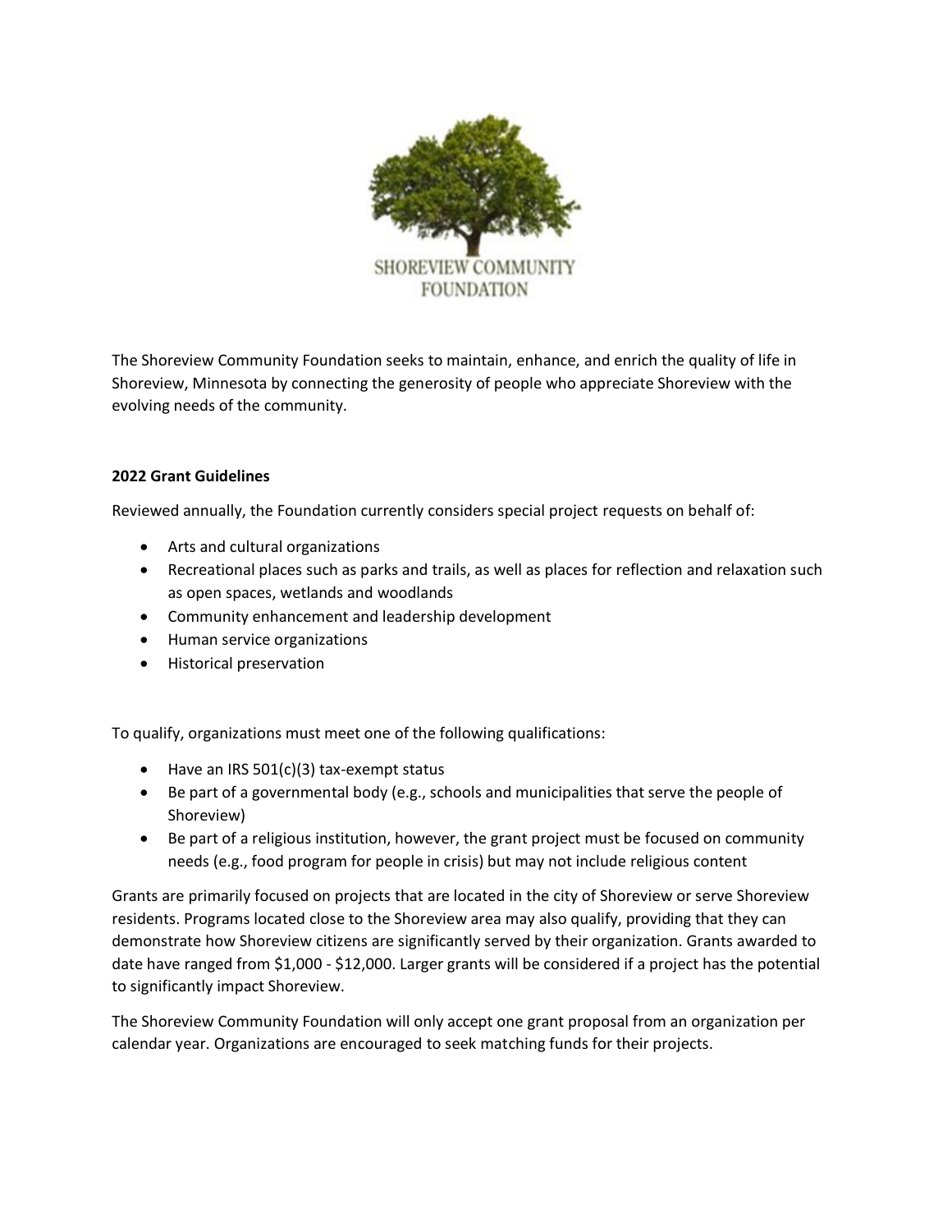SHOREVIEW COMMUNITY FOUNDATION

The Shoreview Community Foundation seeks to maintain, enhance, and enrich the quality of life in Shoreview, Minnesota by connecting the generosity of people who appreciate Shoreview with the evolving needs of the community.

**2022 Grant Guidelines**

Reviewed annually, the Foundation currently considers special project requests on behalf of:

- Arts and cultural organizations
- Recreational places such as parks and trails, as well as places for reflection and relaxation such as open spaces, wetlands and woodlands
- Community enhancement and leadership development
- Human service organizations
- Historical preservation

To qualify, organizations must meet one of the following qualifications:

- Have an IRS 501(c)(3) tax-exempt status
- Be part of a governmental body (e.g., schools and municipalities that serve the people of Shoreview)
- Be part of a religious institution, however, the grant project must be focused on community needs (e.g., food program for people in crisis) but may not include religious content

Grants are primarily focused on projects that are located in the city of Shoreview or serve Shoreview residents. Programs located close to the Shoreview area may also qualify, providing that they can demonstrate how Shoreview citizens are significantly served by their organization. Grants awarded to date have ranged from $1,000 - $12,000. Larger grants will be considered if a project has the potential to significantly impact Shoreview.

The Shoreview Community Foundation will only accept one grant proposal from an organization per calendar year. Organizations are encouraged to seek matching funds for their projects.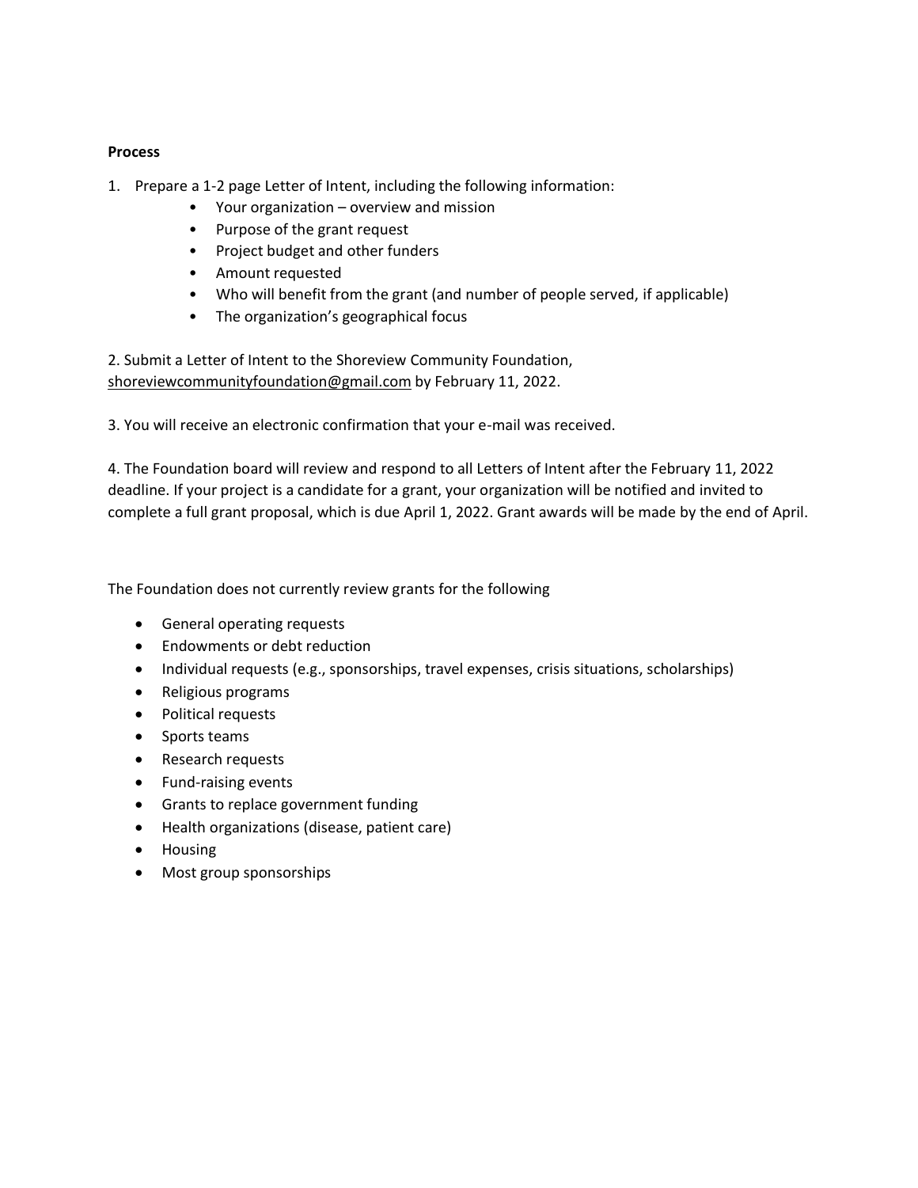**Process**

1. Prepare a 1-2 page Letter of Intent, including the following information:
   - Your organization – overview and mission
   - Purpose of the grant request
   - Project budget and other funders
   - Amount requested
   - Who will benefit from the grant (and number of people served, if applicable)
   - The organization's geographical focus

2. Submit a Letter of Intent to the Shoreview Community Foundation, shoreviewcommunityfoundation@gmail.com by February 11, 2022.

3. You will receive an electronic confirmation that your e-mail was received.

4. The Foundation board will review and respond to all Letters of Intent after the February 11, 2022 deadline. If your project is a candidate for a grant, your organization will be notified and invited to complete a full grant proposal, which is due April 1, 2022. Grant awards will be made by the end of April.

The Foundation does not currently review grants for the following

- General operating requests
- Endowments or debt reduction
- Individual requests (e.g., sponsorships, travel expenses, crisis situations, scholarships)
- Religious programs
- Political requests
- Sports teams
- Research requests
- Fund-raising events
- Grants to replace government funding
- Health organizations (disease, patient care)
- Housing
- Most group sponsorships